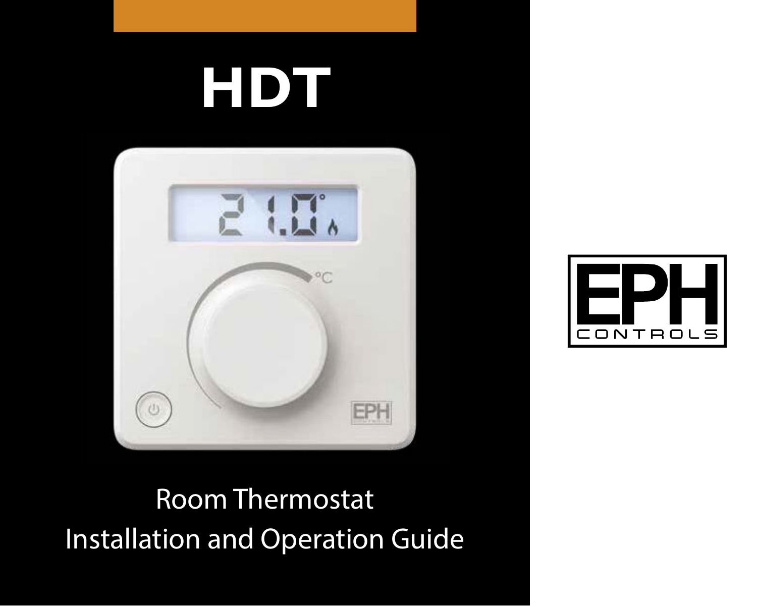# HDT

Room Thermostat
Installation and Operation Guide

EPH CONTROLS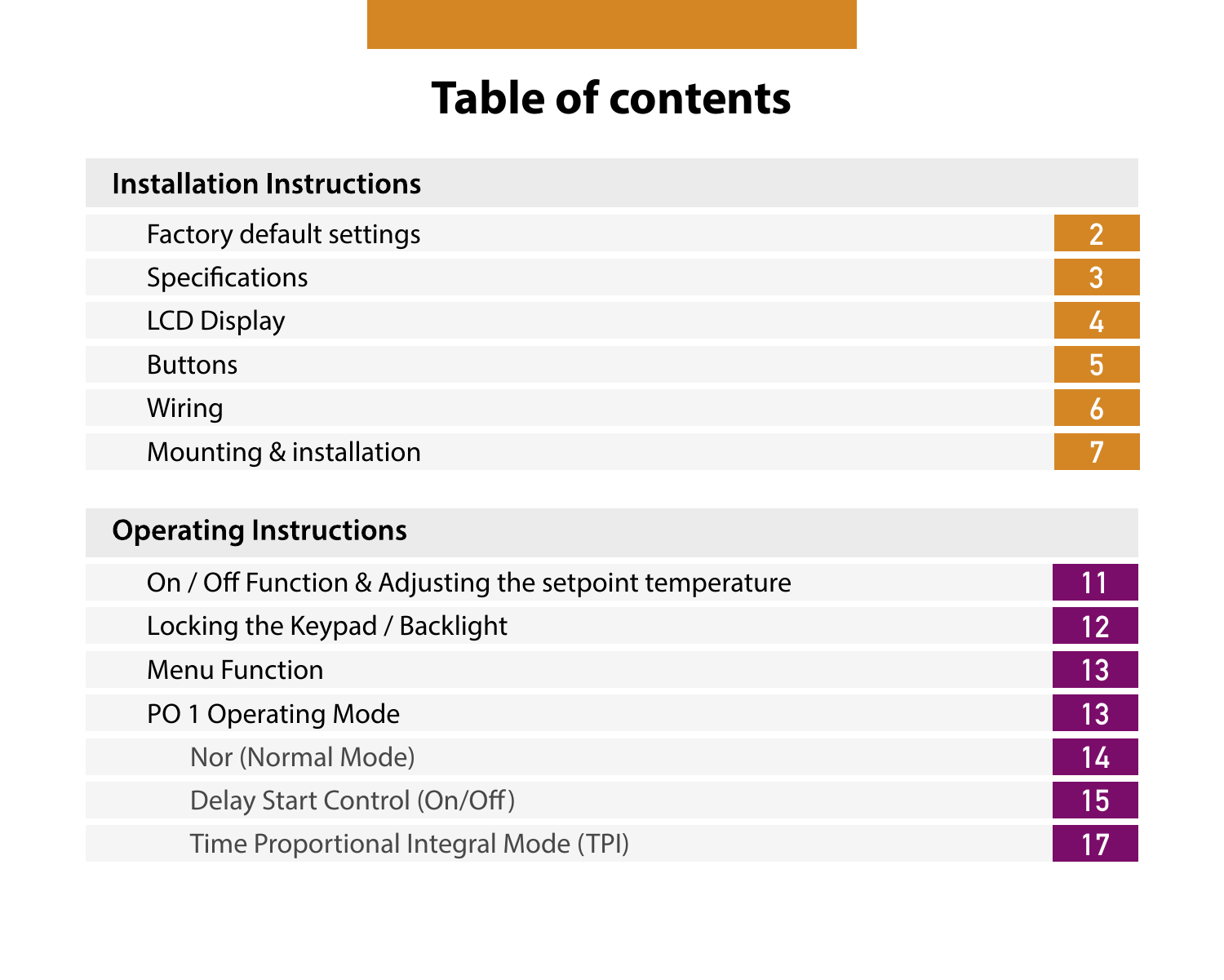# Table of contents

| Installation Instructions | |
| --- | --- |
| Factory default settings | 2 |
| Specifications | 3 |
| LCD Display | 4 |
| Buttons | 5 |
| Wiring | 6 |
| Mounting & installation | 7 |

| Operating Instructions | |
| --- | --- |
| On / Off Function & Adjusting the setpoint temperature | 11 |
| Locking the Keypad / Backlight | 12 |
| Menu Function | 13 |
| PO 1 Operating Mode | 13 |
| Nor (Normal Mode) | 14 |
| Delay Start Control (On/Off) | 15 |
| Time Proportional Integral Mode (TPI) | 17 |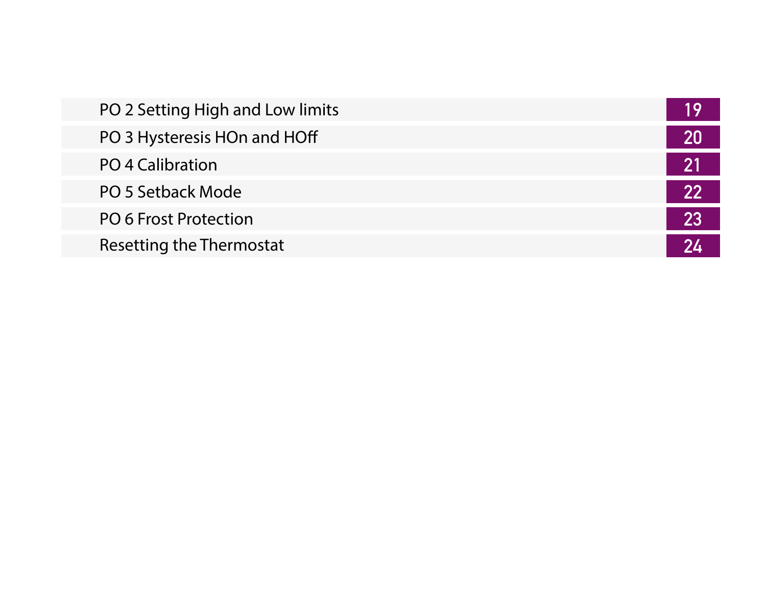| | |
|---|---|
| PO 2 Setting High and Low limits | 19 |
| PO 3 Hysteresis HOn and HOff | 20 |
| PO 4 Calibration | 21 |
| PO 5 Setback Mode | 22 |
| PO 6 Frost Protection | 23 |
| Resetting the Thermostat | 24 |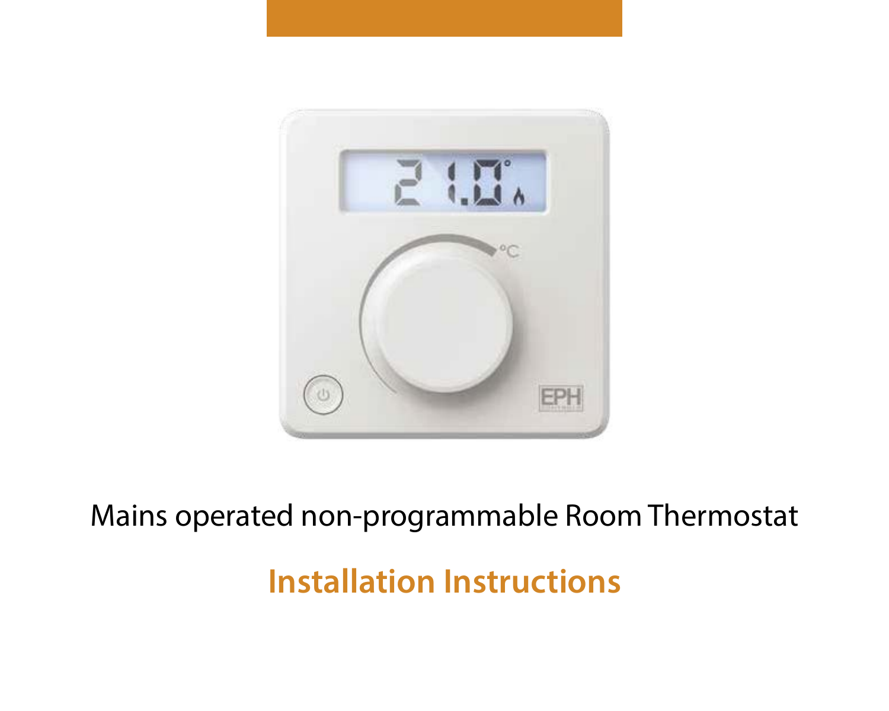Mains operated non-programmable Room Thermostat

## Installation Instructions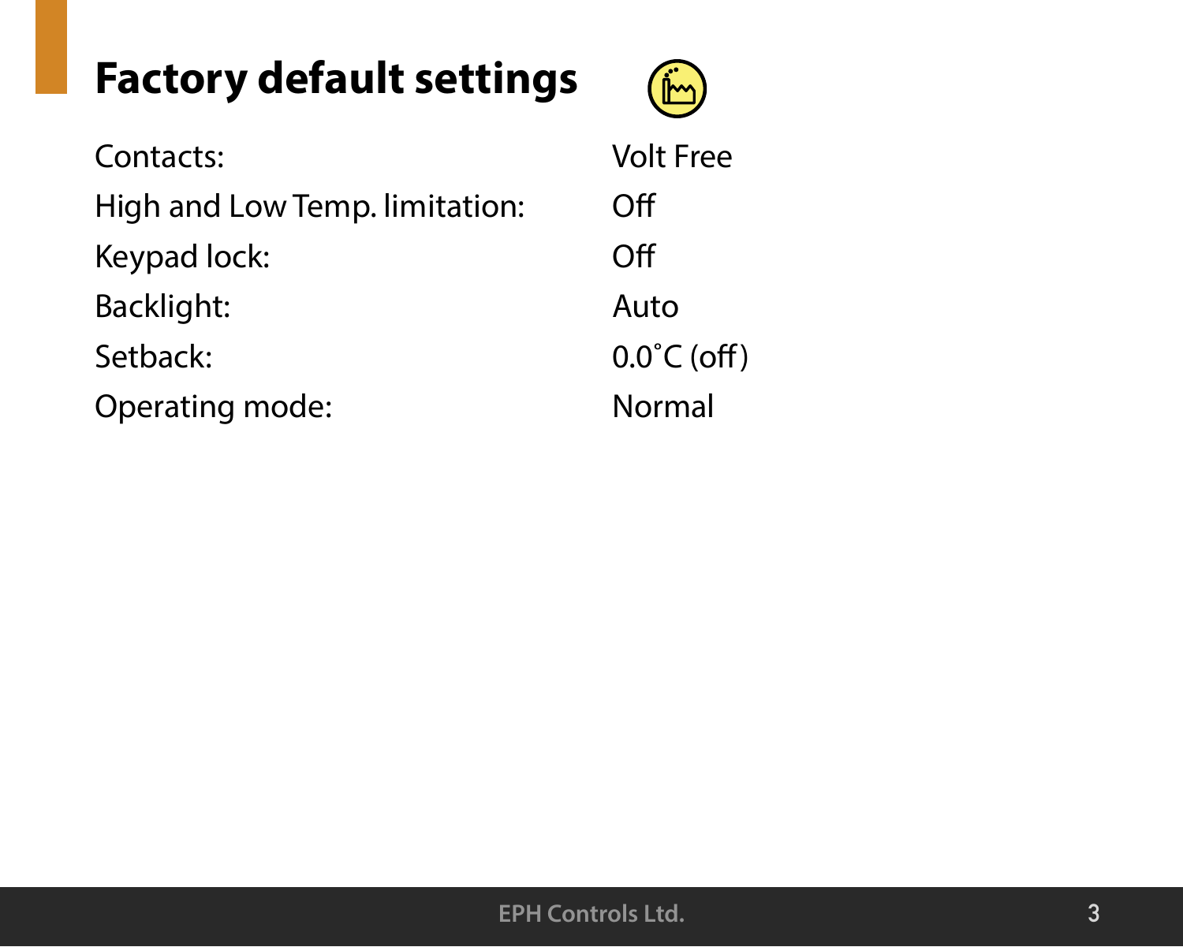# Factory default settings

| | |
|---|---|
| Contacts: | Volt Free |
| High and Low Temp. limitation: | Off |
| Keypad lock: | Off |
| Backlight: | Auto |
| Setback: | 0.0˚C (off) |
| Operating mode: | Normal |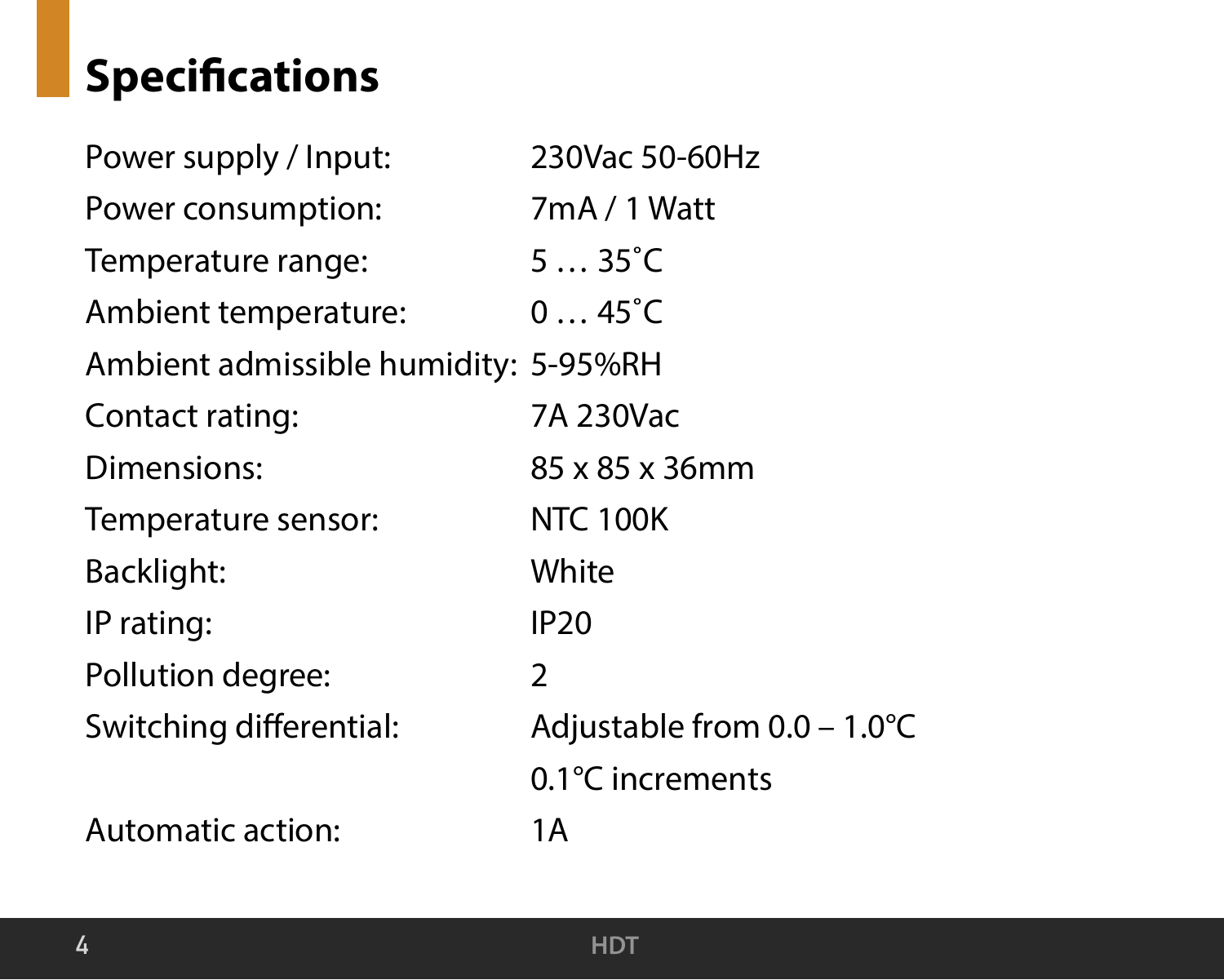## Specifications

| | |
|---|---|
| Power supply / Input: | 230Vac 50-60Hz |
| Power consumption: | 7mA / 1 Watt |
| Temperature range: | 5 … 35˚C |
| Ambient temperature: | 0 … 45˚C |
| Ambient admissible humidity: | 5-95%RH |
| Contact rating: | 7A 230Vac |
| Dimensions: | 85 x 85 x 36mm |
| Temperature sensor: | NTC 100K |
| Backlight: | White |
| IP rating: | IP20 |
| Pollution degree: | 2 |
| Switching differential: | Adjustable from 0.0 – 1.0°C<br>0.1°C increments |
| Automatic action: | 1A |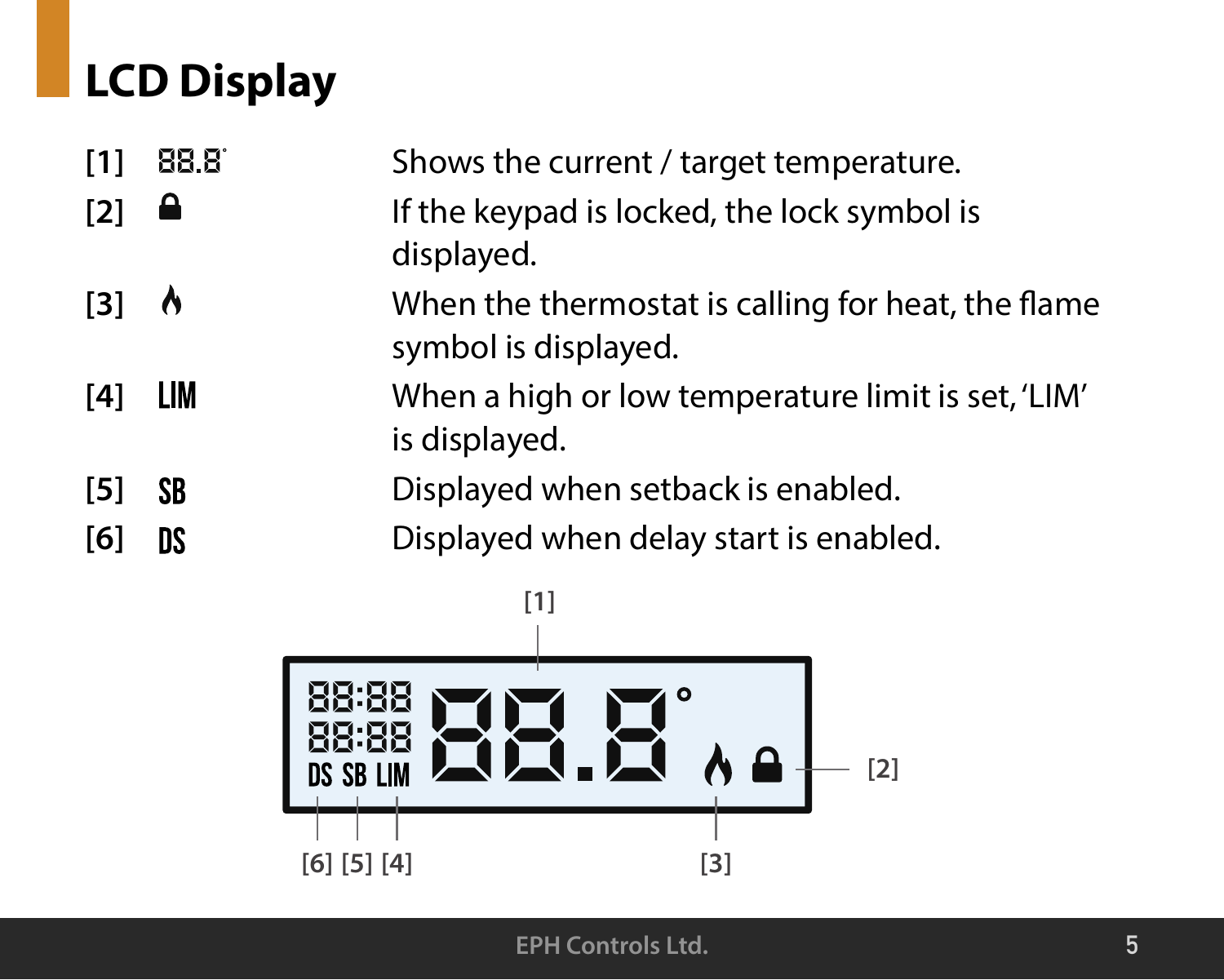# LCD Display

| | | |
|---|---|---|
| [1] | 88.8° | Shows the current / target temperature. |
| [2] | (lock symbol) | If the keypad is locked, the lock symbol is displayed. |
| [3] | (flame symbol) | When the thermostat is calling for heat, the flame symbol is displayed. |
| [4] | LIM | When a high or low temperature limit is set, 'LIM' is displayed. |
| [5] | SB | Displayed when setback is enabled. |
| [6] | DS | Displayed when delay start is enabled. |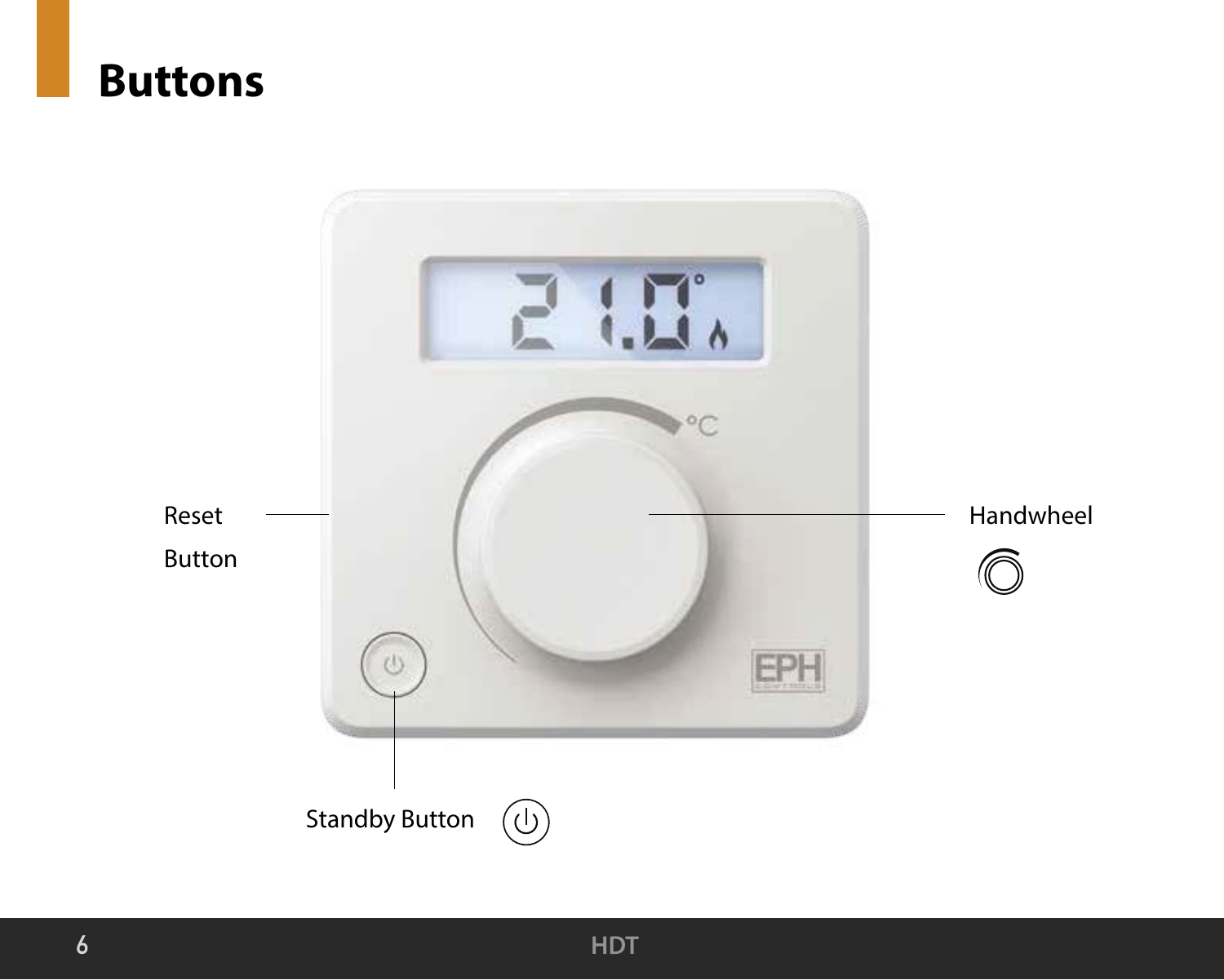# Buttons

Reset Button

Handwheel

Standby Button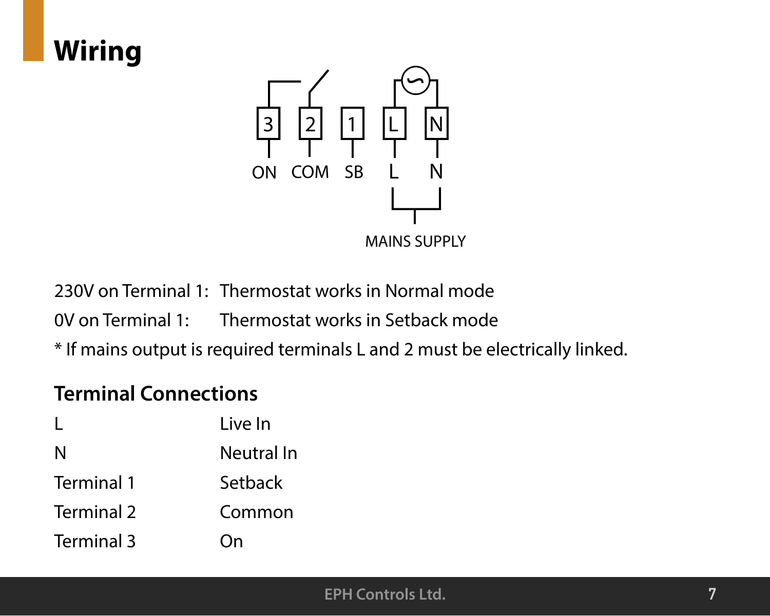# Wiring

3 2 1 L N

ON COM SB L N

MAINS SUPPLY

230V on Terminal 1: Thermostat works in Normal mode

0V on Terminal 1: Thermostat works in Setback mode

* If mains output is required terminals L and 2 must be electrically linked.

## Terminal Connections

| | |
|---|---|
| L | Live In |
| N | Neutral In |
| Terminal 1 | Setback |
| Terminal 2 | Common |
| Terminal 3 | On |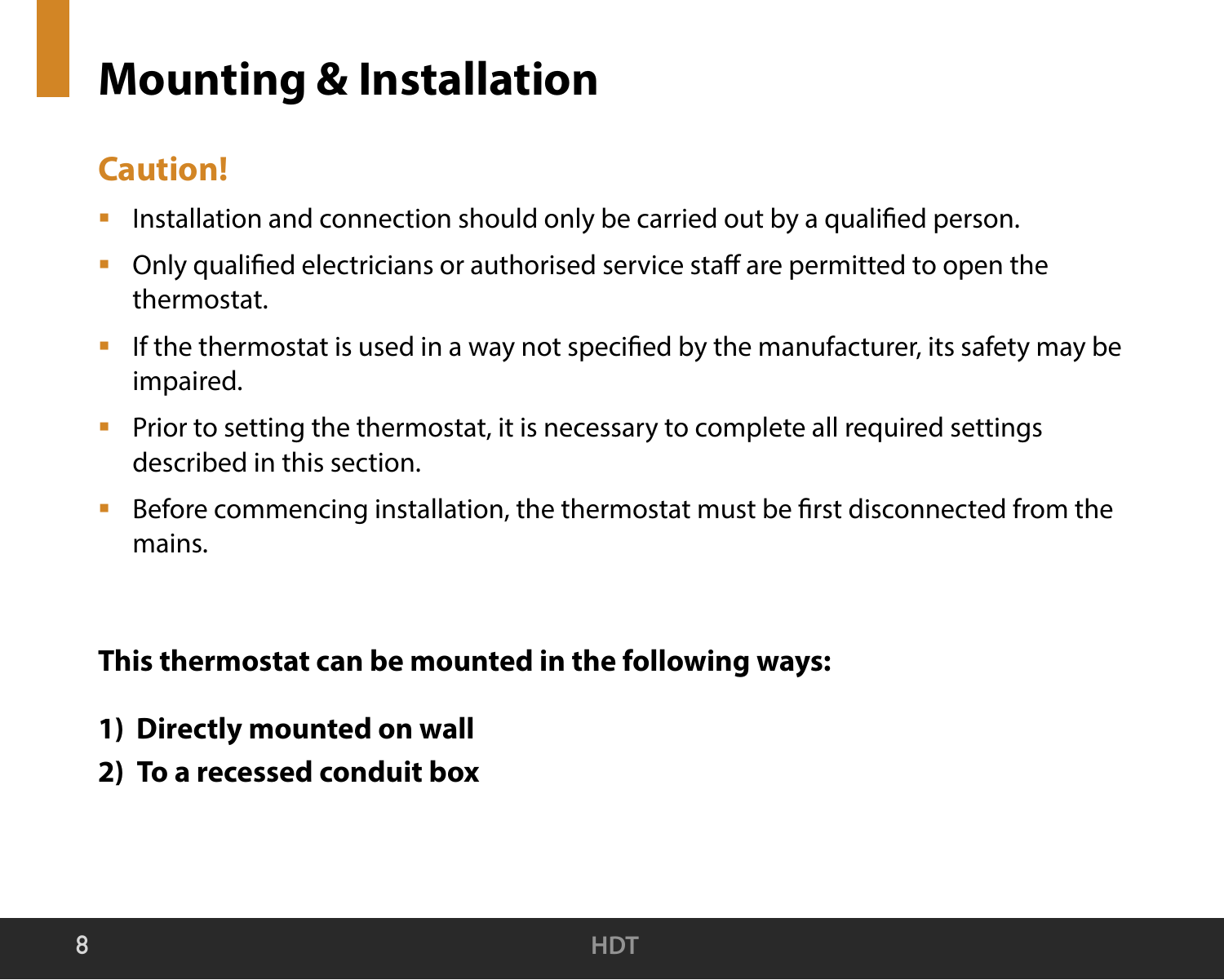# Mounting & Installation

## Caution!

- Installation and connection should only be carried out by a qualified person.
- Only qualified electricians or authorised service staff are permitted to open the thermostat.
- If the thermostat is used in a way not specified by the manufacturer, its safety may be impaired.
- Prior to setting the thermostat, it is necessary to complete all required settings described in this section.
- Before commencing installation, the thermostat must be first disconnected from the mains.

**This thermostat can be mounted in the following ways:**

**1) Directly mounted on wall**

**2) To a recessed conduit box**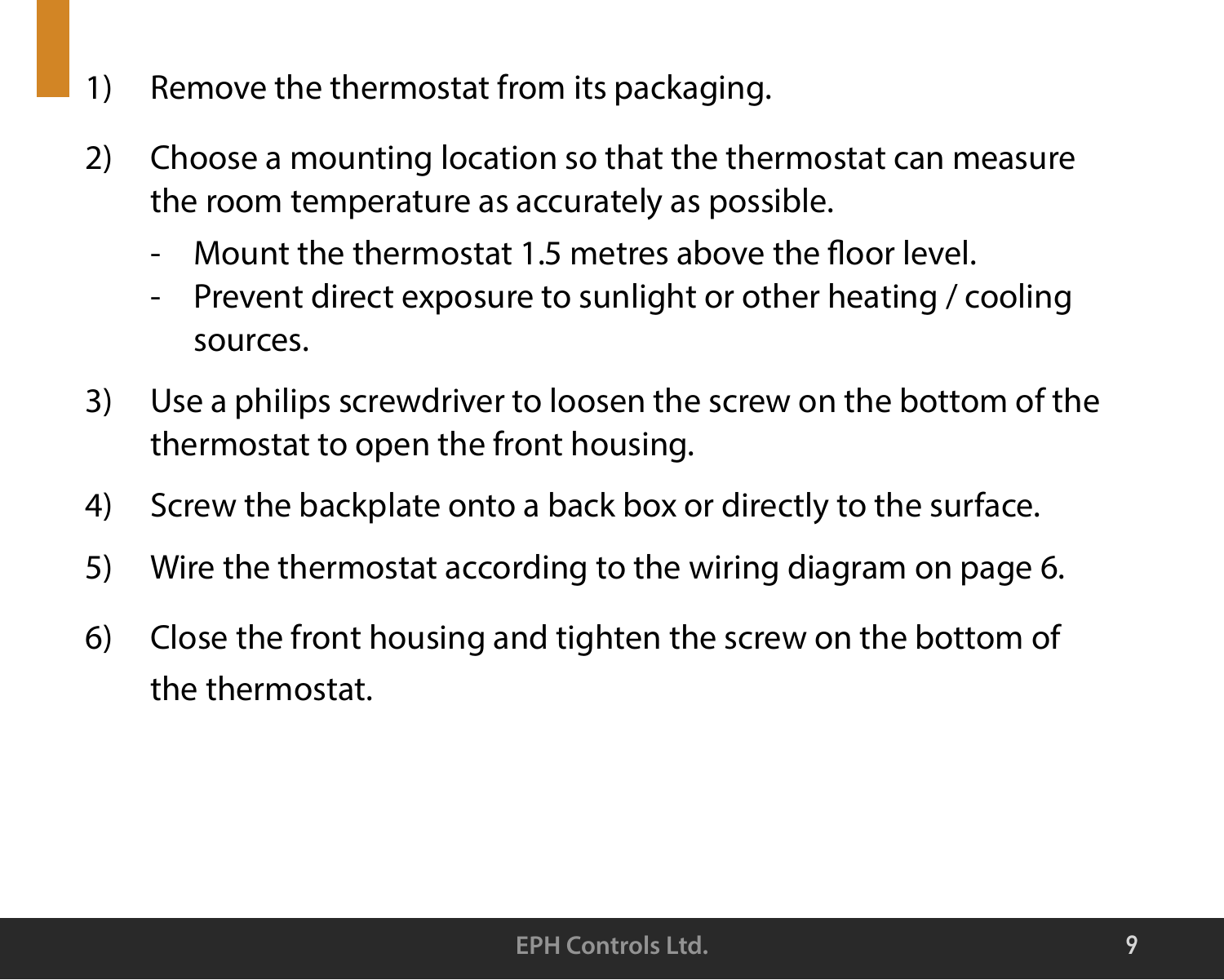1) Remove the thermostat from its packaging.

2) Choose a mounting location so that the thermostat can measure the room temperature as accurately as possible.
   - Mount the thermostat 1.5 metres above the floor level.
   - Prevent direct exposure to sunlight or other heating / cooling sources.

3) Use a philips screwdriver to loosen the screw on the bottom of the thermostat to open the front housing.

4) Screw the backplate onto a back box or directly to the surface.

5) Wire the thermostat according to the wiring diagram on page 6.

6) Close the front housing and tighten the screw on the bottom of the thermostat.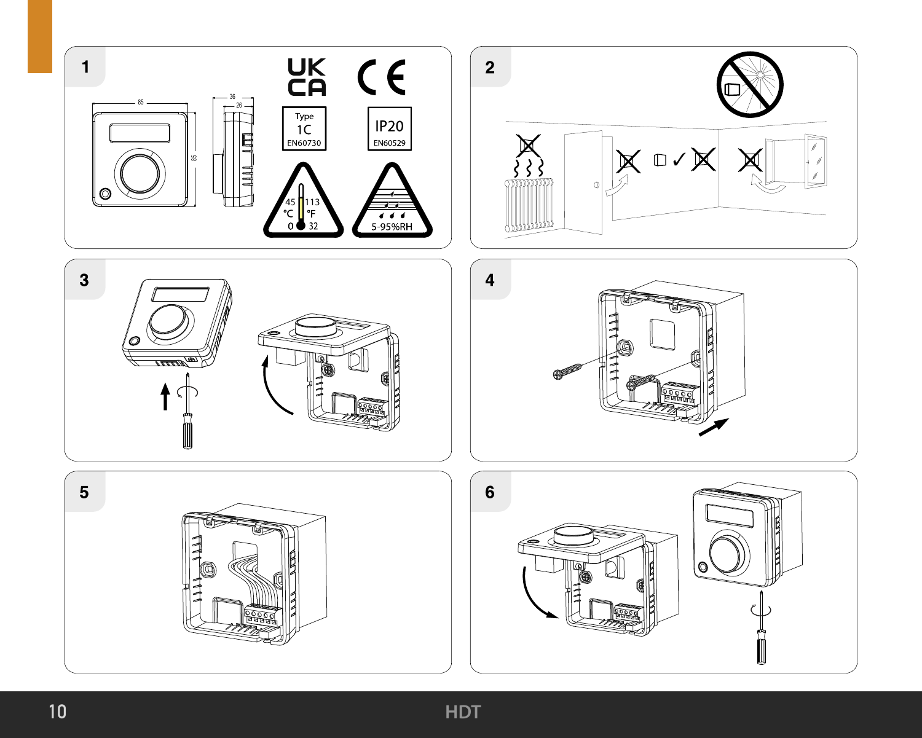1

85

36

26

85

UK CA

CE

Type 1C EN60730

IP20 EN60529

45 °C 0

113 °F 32

5-95%RH

2

3

4

5

6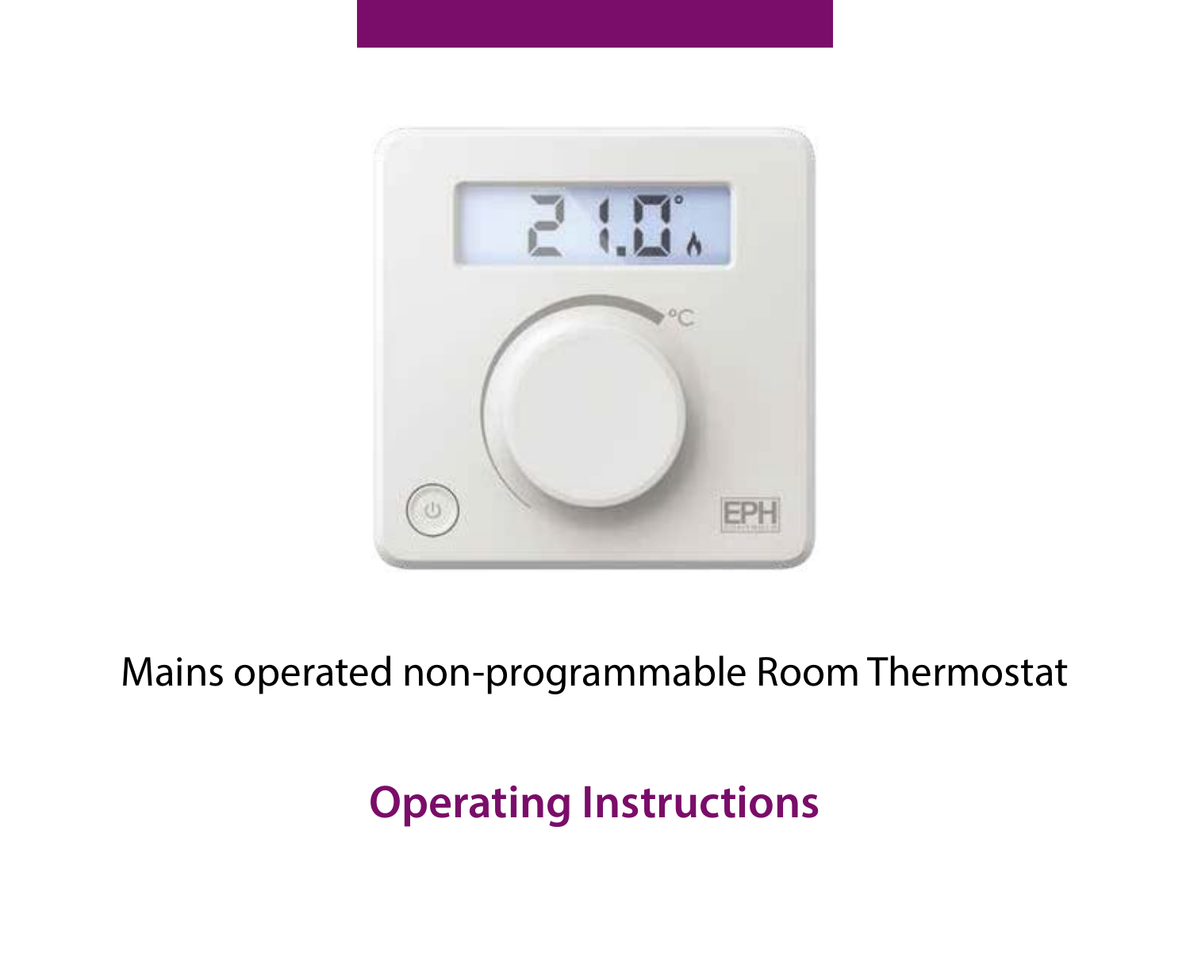Mains operated non-programmable Room Thermostat

## Operating Instructions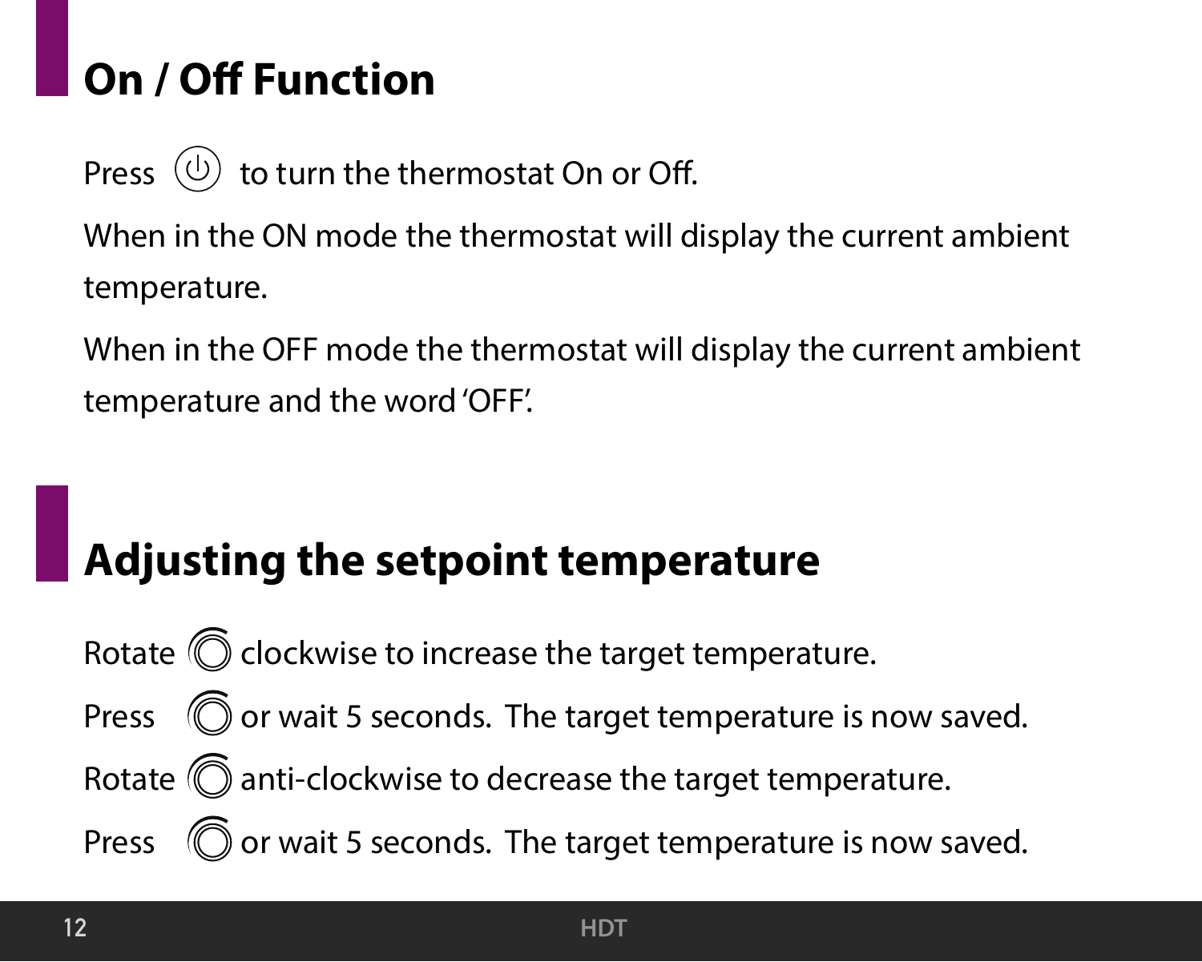## On / Off Function

Press to turn the thermostat On or Off.

When in the ON mode the thermostat will display the current ambient temperature.

When in the OFF mode the thermostat will display the current ambient temperature and the word 'OFF'.

## Adjusting the setpoint temperature

Rotate clockwise to increase the target temperature.

Press or wait 5 seconds. The target temperature is now saved.

Rotate anti-clockwise to decrease the target temperature.

Press or wait 5 seconds. The target temperature is now saved.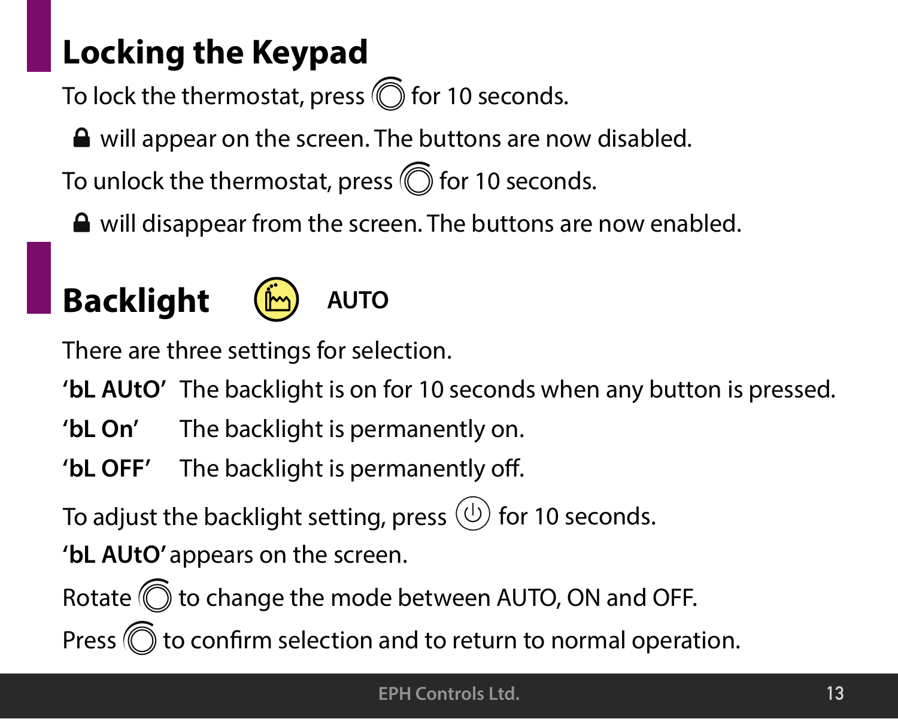## Locking the Keypad

To lock the thermostat, press ◎ for 10 seconds.

🔒 will appear on the screen. The buttons are now disabled.

To unlock the thermostat, press ◎ for 10 seconds.

🔒 will disappear from the screen. The buttons are now enabled.

## Backlight AUTO

There are three settings for selection.

| | |
|---|---|
| **'bL AUtO'** | The backlight is on for 10 seconds when any button is pressed. |
| **'bL On'** | The backlight is permanently on. |
| **'bL OFF'** | The backlight is permanently off. |

To adjust the backlight setting, press ⏻ for 10 seconds.

**'bL AUtO'** appears on the screen.

Rotate ◎ to change the mode between AUTO, ON and OFF.

Press ◎ to confirm selection and to return to normal operation.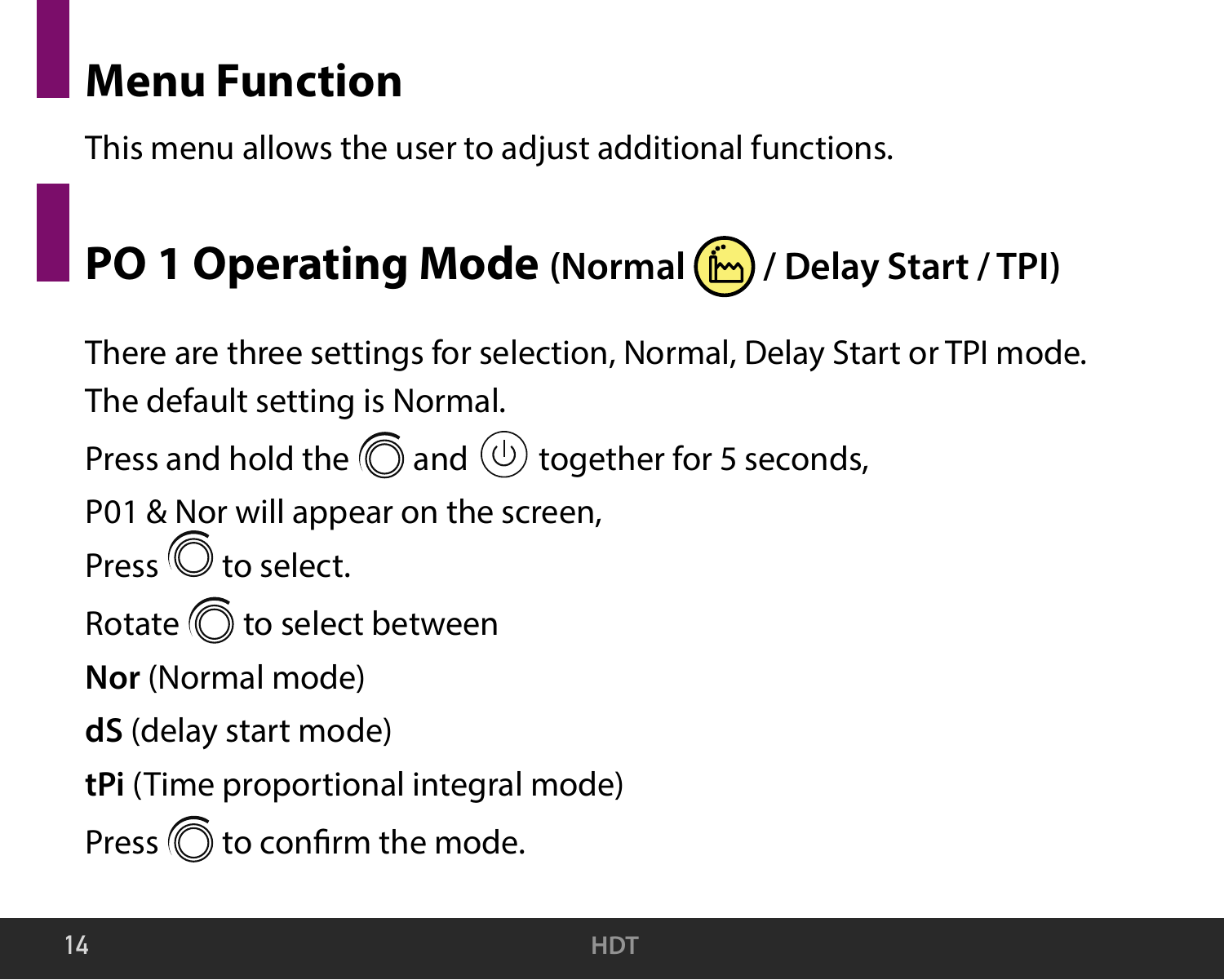## Menu Function

This menu allows the user to adjust additional functions.

## PO 1 Operating Mode (Normal / Delay Start / TPI)

There are three settings for selection, Normal, Delay Start or TPI mode.
The default setting is Normal.

Press and hold the and together for 5 seconds,

P01 & Nor will appear on the screen,

Press to select.

Rotate to select between

**Nor** (Normal mode)

**dS** (delay start mode)

**tPi** (Time proportional integral mode)

Press to confirm the mode.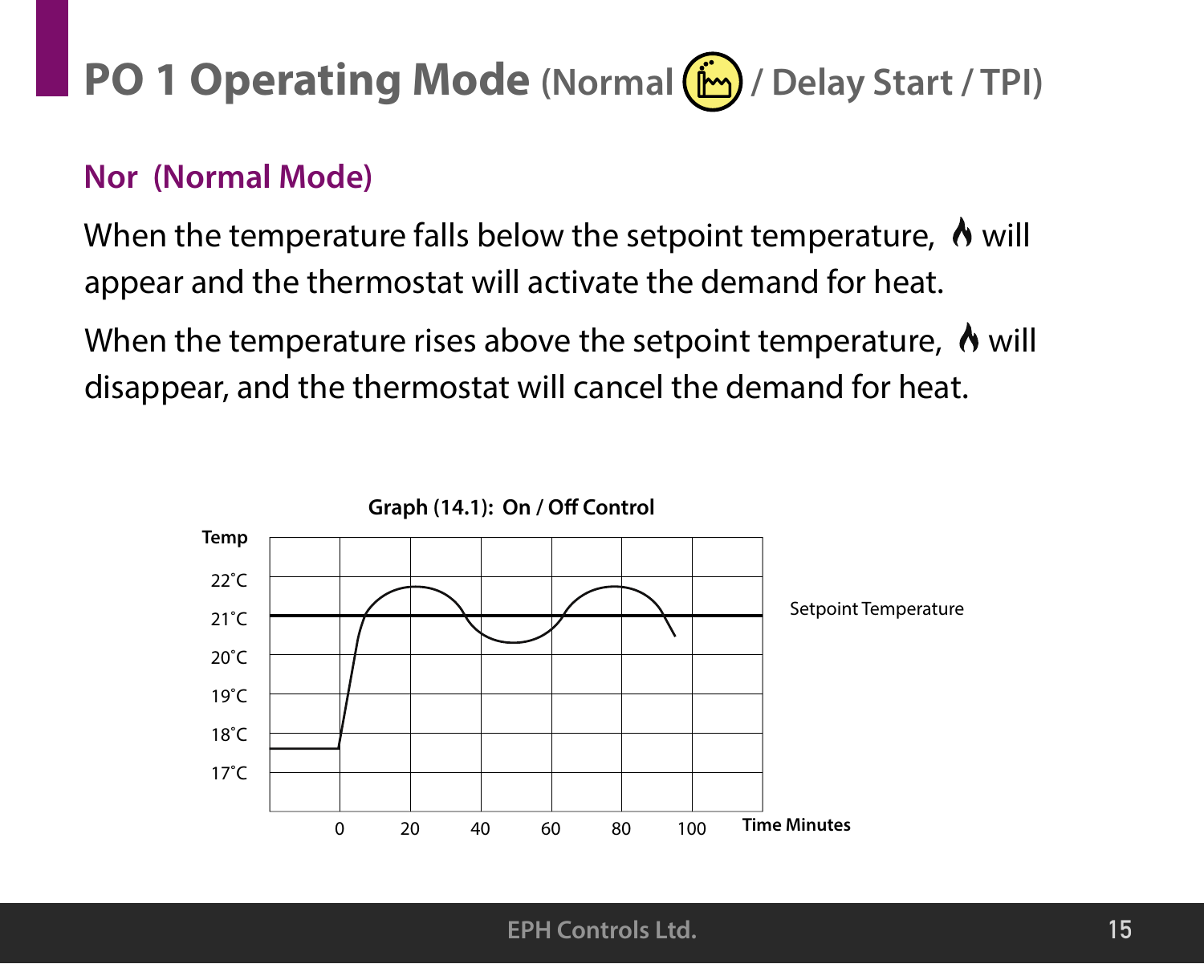# PO 1 Operating Mode (Normal / Delay Start / TPI)

## Nor (Normal Mode)

When the temperature falls below the setpoint temperature, 🔥 will appear and the thermostat will activate the demand for heat.

When the temperature rises above the setpoint temperature, 🔥 will disappear, and the thermostat will cancel the demand for heat.

**Graph (14.1): On / Off Control**

**Temp**

22˚C
21˚C
20˚C
19˚C
18˚C
17˚C

Setpoint Temperature

0 20 40 60 80 100 **Time Minutes**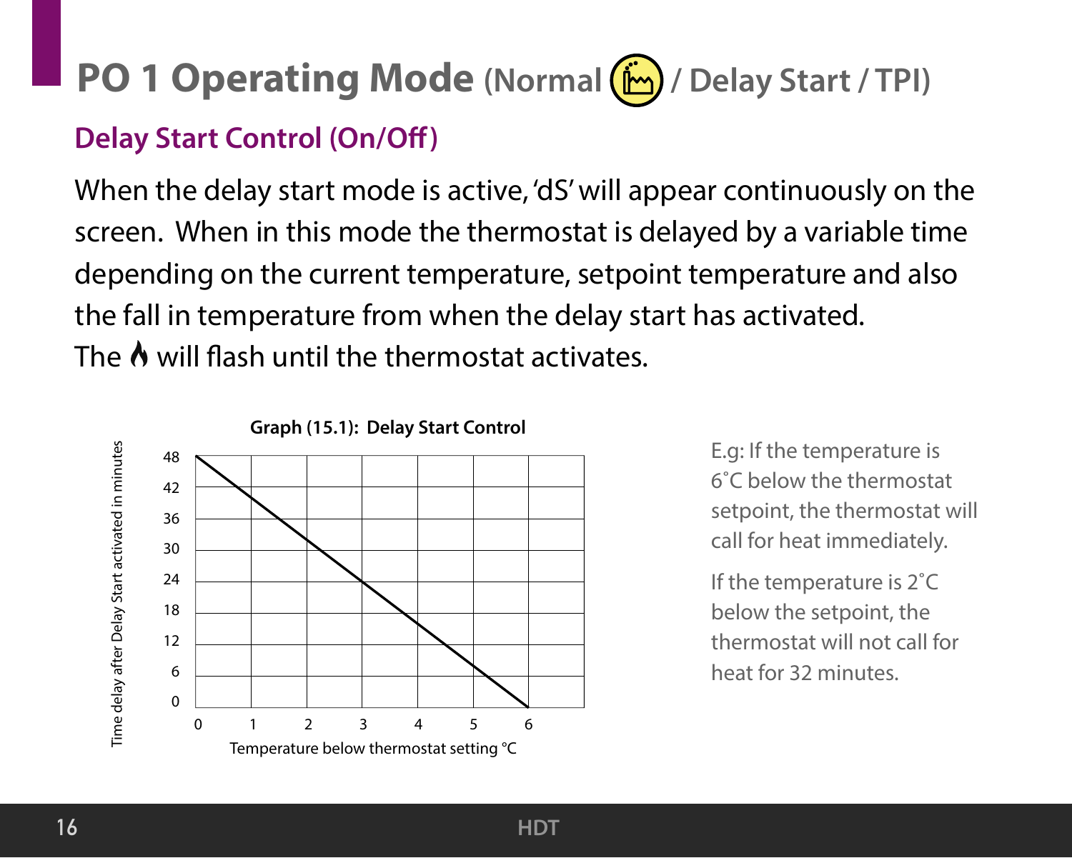# PO 1 Operating Mode (Normal / Delay Start / TPI)

## Delay Start Control (On/Off)

When the delay start mode is active, 'dS' will appear continuously on the screen. When in this mode the thermostat is delayed by a variable time depending on the current temperature, setpoint temperature and also the fall in temperature from when the delay start has activated.
The will flash until the thermostat activates.

**Graph (15.1): Delay Start Control**

| Temperature below thermostat setting °C | 0 | 1 | 2 | 3 | 4 | 5 | 6 |
|---|---|---|---|---|---|---|---|
| Time delay after Delay Start activated in minutes | 48 | 40 | 32 | 24 | 16 | 8 | 0 |

E.g: If the temperature is 6˚C below the thermostat setpoint, the thermostat will call for heat immediately.

If the temperature is 2˚C below the setpoint, the thermostat will not call for heat for 32 minutes.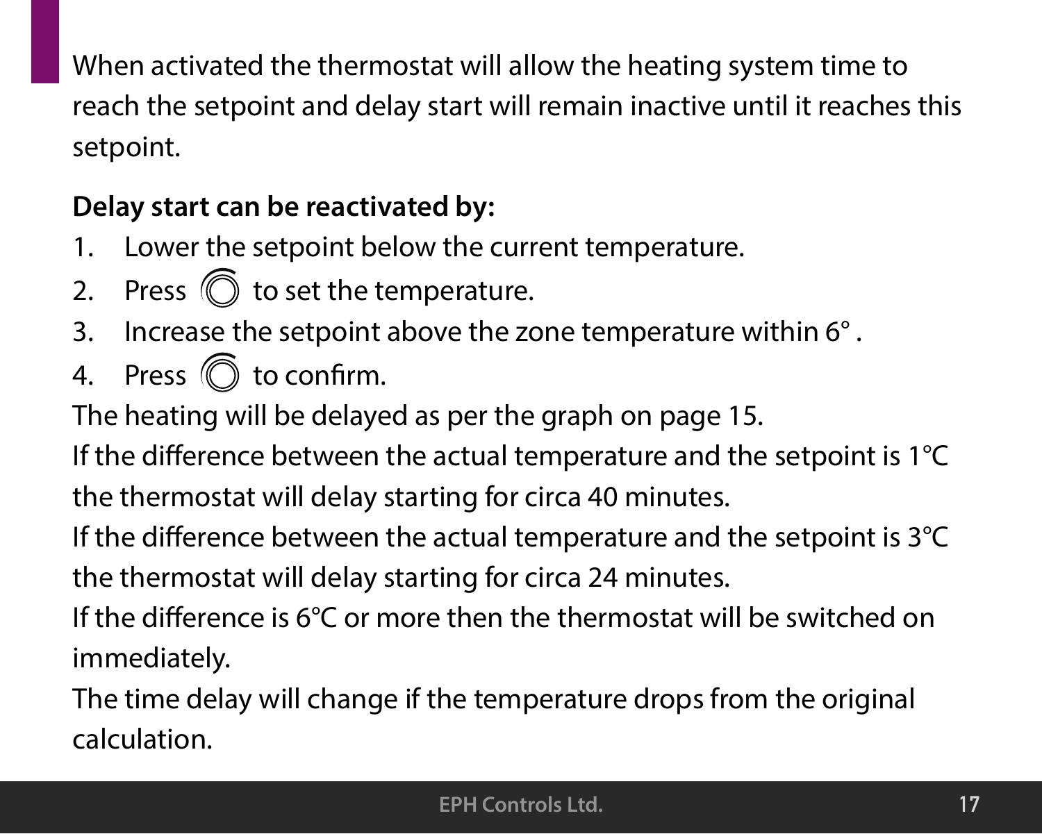When activated the thermostat will allow the heating system time to reach the setpoint and delay start will remain inactive until it reaches this setpoint.

**Delay start can be reactivated by:**

1. Lower the setpoint below the current temperature.
2. Press to set the temperature.
3. Increase the setpoint above the zone temperature within 6° .
4. Press to confirm.

The heating will be delayed as per the graph on page 15.

If the difference between the actual temperature and the setpoint is 1°C the thermostat will delay starting for circa 40 minutes.

If the difference between the actual temperature and the setpoint is 3°C the thermostat will delay starting for circa 24 minutes.

If the difference is 6°C or more then the thermostat will be switched on immediately.

The time delay will change if the temperature drops from the original calculation.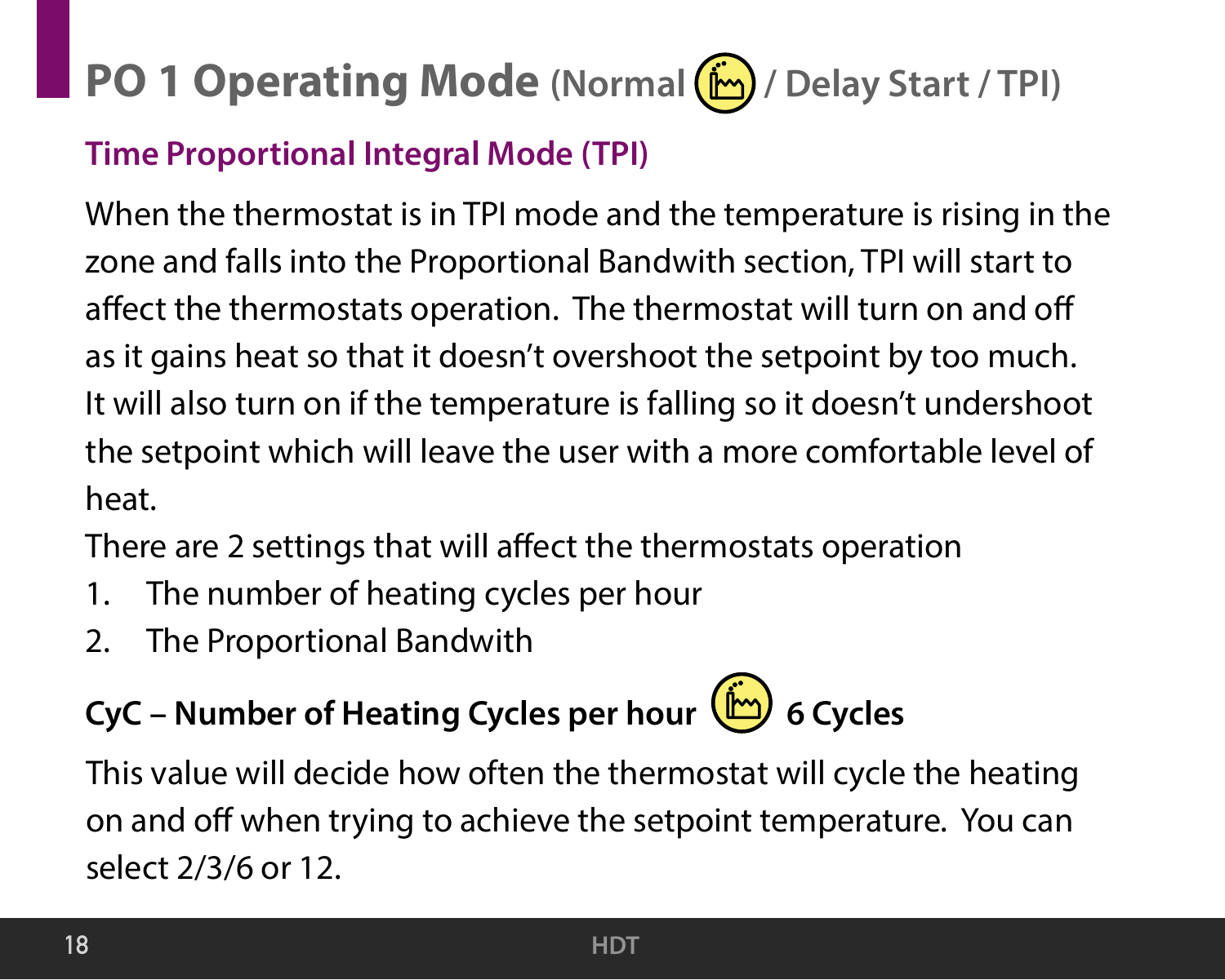# PO 1 Operating Mode (Normal / Delay Start / TPI)

## Time Proportional Integral Mode (TPI)

When the thermostat is in TPI mode and the temperature is rising in the zone and falls into the Proportional Bandwith section, TPI will start to affect the thermostats operation.  The thermostat will turn on and off as it gains heat so that it doesn't overshoot the setpoint by too much. It will also turn on if the temperature is falling so it doesn't undershoot the setpoint which will leave the user with a more comfortable level of heat.

There are 2 settings that will affect the thermostats operation

1. The number of heating cycles per hour
2. The Proportional Bandwith

**CyC – Number of Heating Cycles per hour 6 Cycles**

This value will decide how often the thermostat will cycle the heating on and off when trying to achieve the setpoint temperature.  You can select 2/3/6 or 12.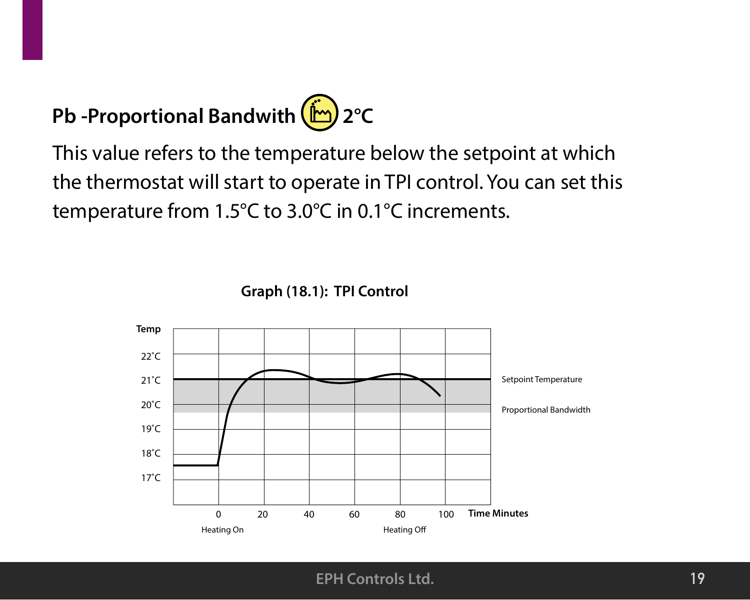## Pb -Proportional Bandwith 2°C

This value refers to the temperature below the setpoint at which the thermostat will start to operate in TPI control. You can set this temperature from 1.5°C to 3.0°C in 0.1°C increments.

**Graph (18.1): TPI Control**

Temp

22˚C

21˚C

20˚C

19˚C

18˚C

17˚C

0 20 40 60 80 100 **Time Minutes**

Heating On Heating Off

Setpoint Temperature

Proportional Bandwidth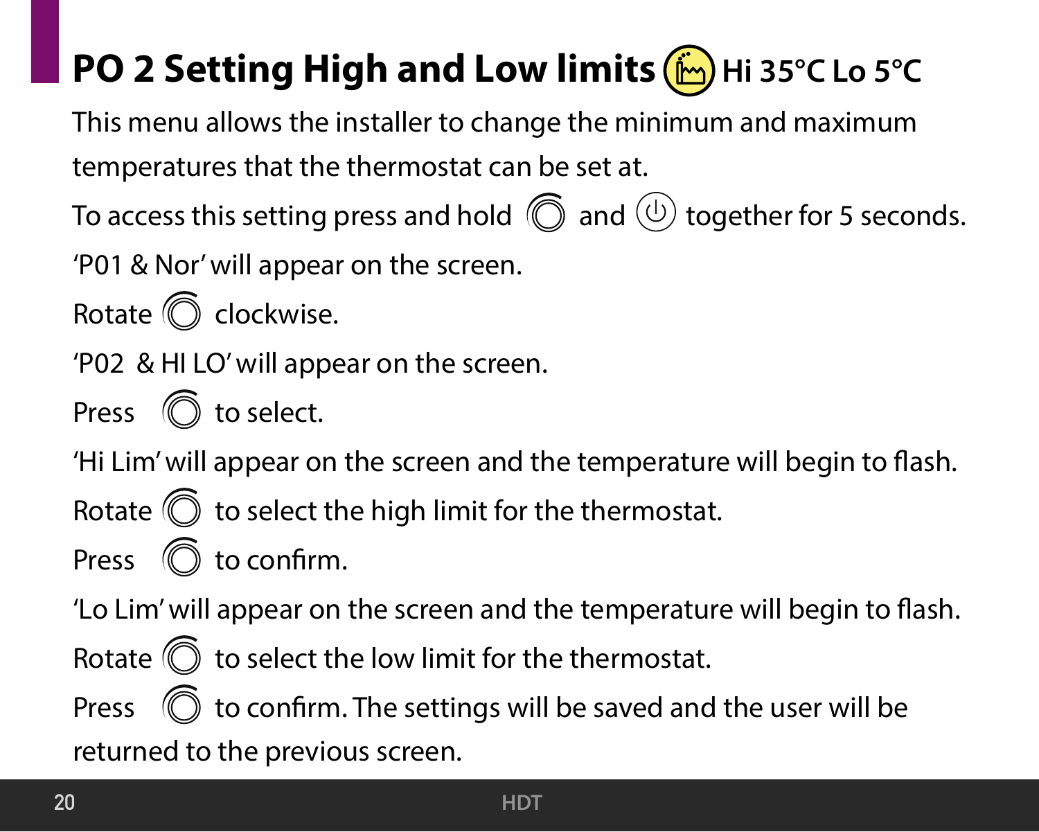# PO 2 Setting High and Low limits Hi 35°C Lo 5°C

This menu allows the installer to change the minimum and maximum temperatures that the thermostat can be set at.

To access this setting press and hold and together for 5 seconds.

'P01 & Nor' will appear on the screen.

Rotate clockwise.

'P02 & HI LO' will appear on the screen.

Press to select.

'Hi Lim' will appear on the screen and the temperature will begin to flash.

Rotate to select the high limit for the thermostat.

Press to confirm.

'Lo Lim' will appear on the screen and the temperature will begin to flash.

Rotate to select the low limit for the thermostat.

Press to confirm. The settings will be saved and the user will be returned to the previous screen.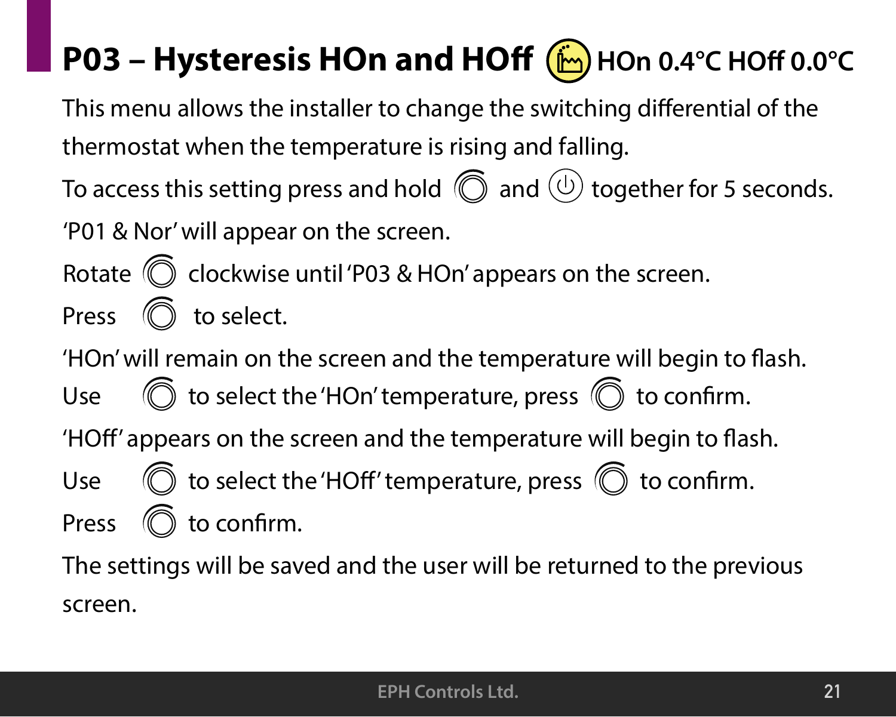# P03 – Hysteresis HOn and HOff HOn 0.4°C HOff 0.0°C

This menu allows the installer to change the switching differential of the thermostat when the temperature is rising and falling.

To access this setting press and hold and together for 5 seconds.

'P01 & Nor' will appear on the screen.

Rotate clockwise until 'P03 & HOn' appears on the screen.

Press to select.

'HOn' will remain on the screen and the temperature will begin to flash.

Use to select the 'HOn' temperature, press to confirm.

'HOff' appears on the screen and the temperature will begin to flash.

Use to select the 'HOff' temperature, press to confirm.

Press to confirm.

The settings will be saved and the user will be returned to the previous screen.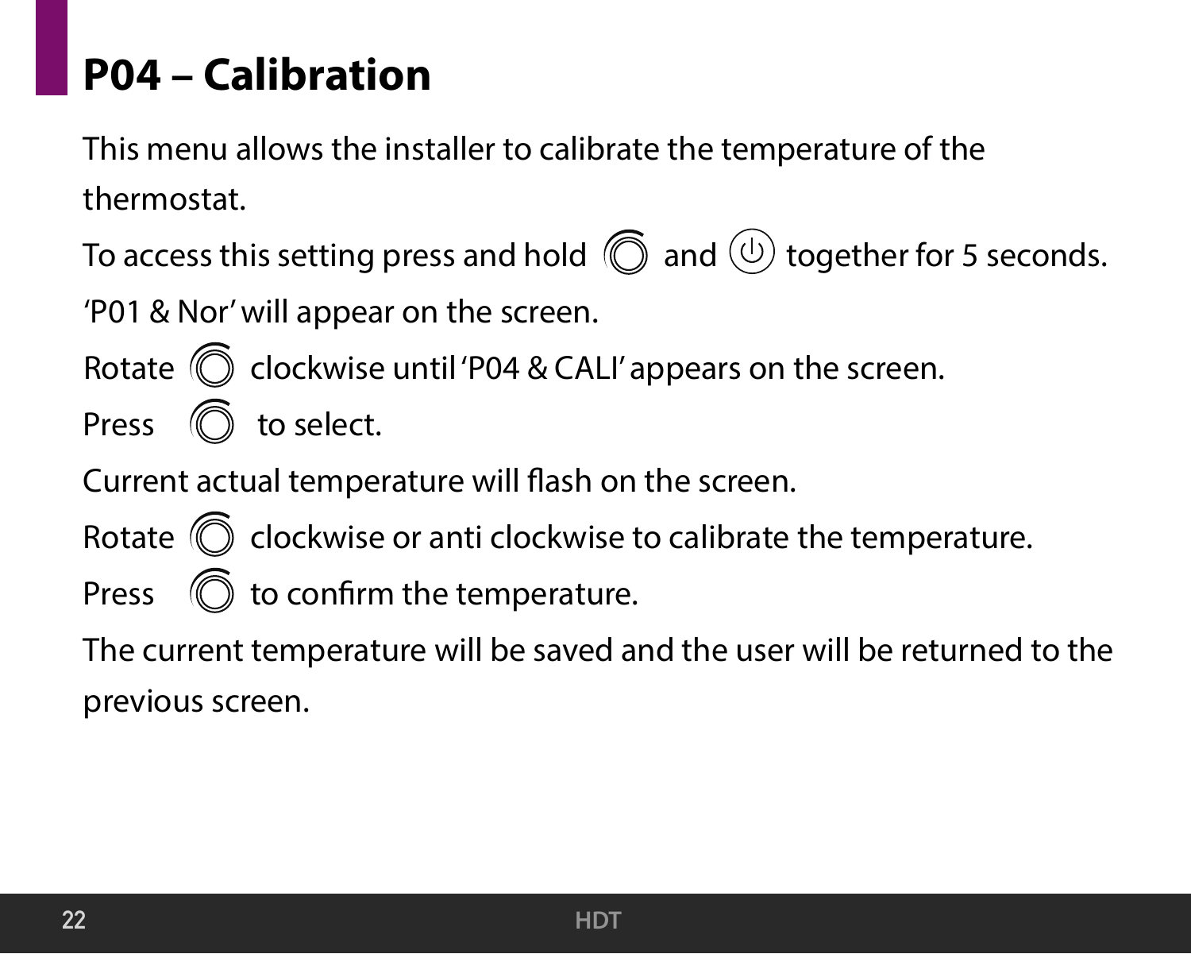# P04 – Calibration

This menu allows the installer to calibrate the temperature of the thermostat.

To access this setting press and hold and together for 5 seconds.

'P01 & Nor' will appear on the screen.

Rotate clockwise until 'P04 & CALI' appears on the screen.

Press to select.

Current actual temperature will flash on the screen.

Rotate clockwise or anti clockwise to calibrate the temperature.

Press to confirm the temperature.

The current temperature will be saved and the user will be returned to the previous screen.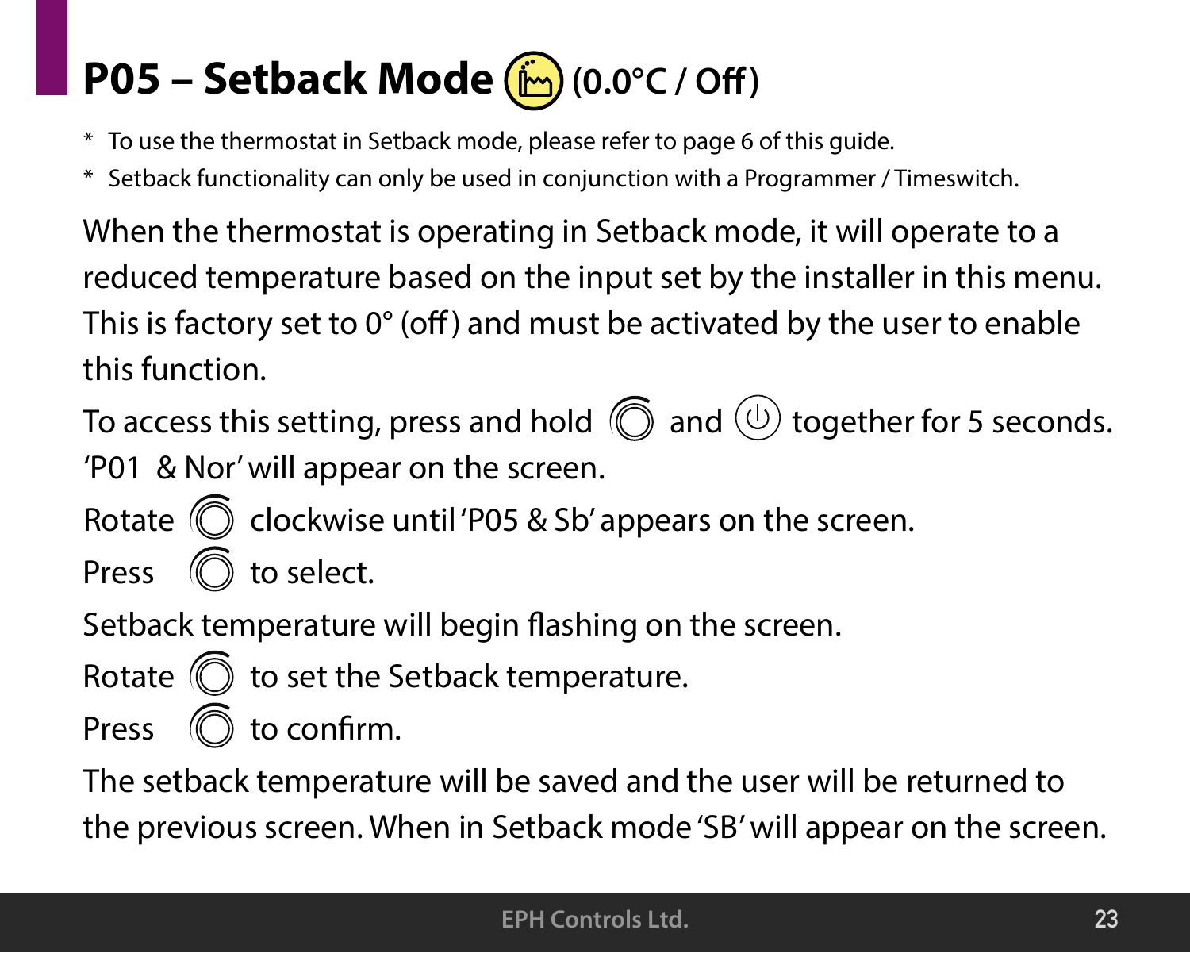# P05 – Setback Mode (0.0°C / Off)

* To use the thermostat in Setback mode, please refer to page 6 of this guide.
* Setback functionality can only be used in conjunction with a Programmer / Timeswitch.

When the thermostat is operating in Setback mode, it will operate to a reduced temperature based on the input set by the installer in this menu. This is factory set to 0° (off) and must be activated by the user to enable this function.

To access this setting, press and hold and together for 5 seconds. 'P01 & Nor' will appear on the screen.

Rotate clockwise until 'P05 & Sb' appears on the screen.

Press to select.

Setback temperature will begin flashing on the screen.

Rotate to set the Setback temperature.

Press to confirm.

The setback temperature will be saved and the user will be returned to the previous screen. When in Setback mode 'SB' will appear on the screen.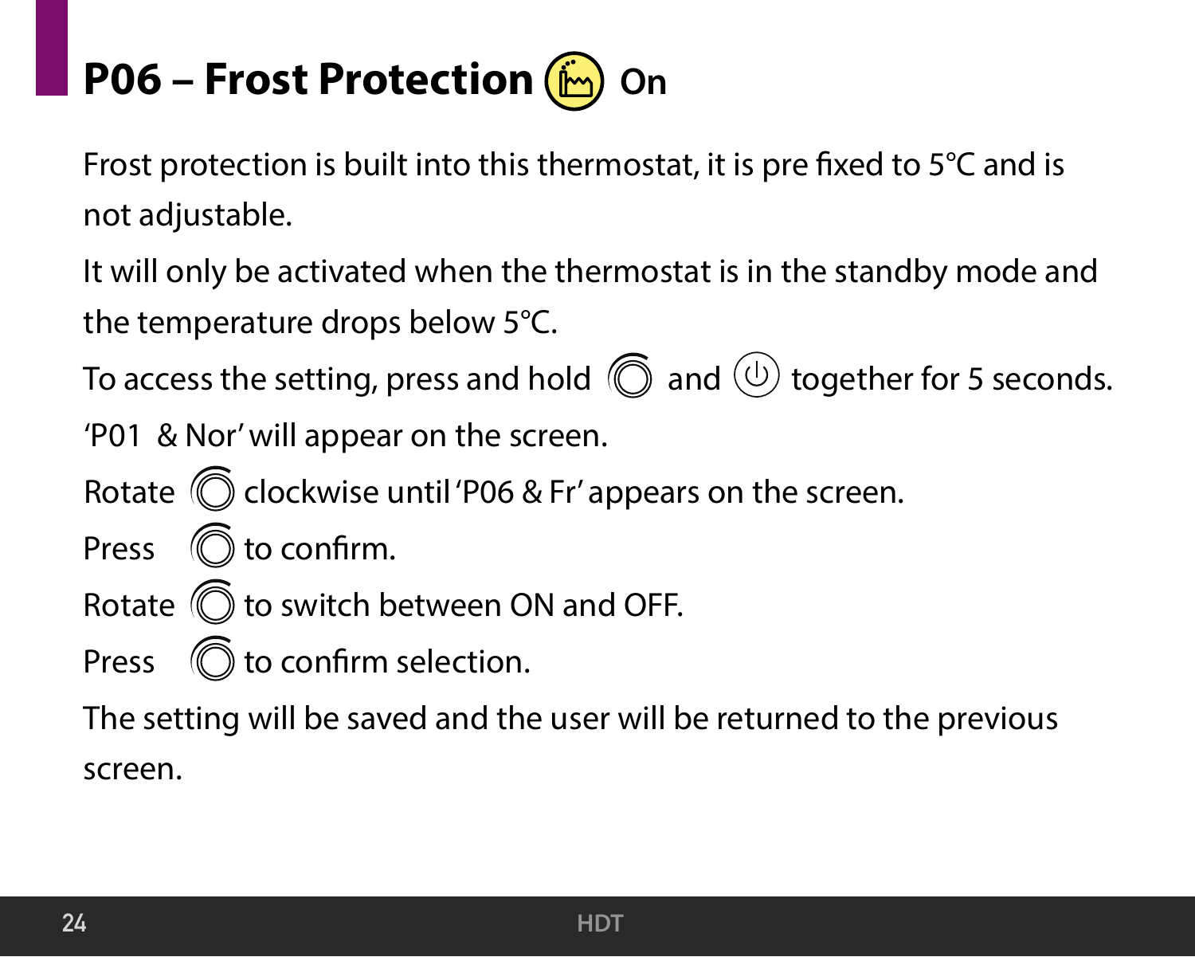## P06 – Frost Protection On

Frost protection is built into this thermostat, it is pre fixed to 5°C and is not adjustable.

It will only be activated when the thermostat is in the standby mode and the temperature drops below 5°C.

To access the setting, press and hold and together for 5 seconds.

'P01 & Nor' will appear on the screen.

Rotate clockwise until 'P06 & Fr' appears on the screen.

Press to confirm.

Rotate to switch between ON and OFF.

Press to confirm selection.

The setting will be saved and the user will be returned to the previous screen.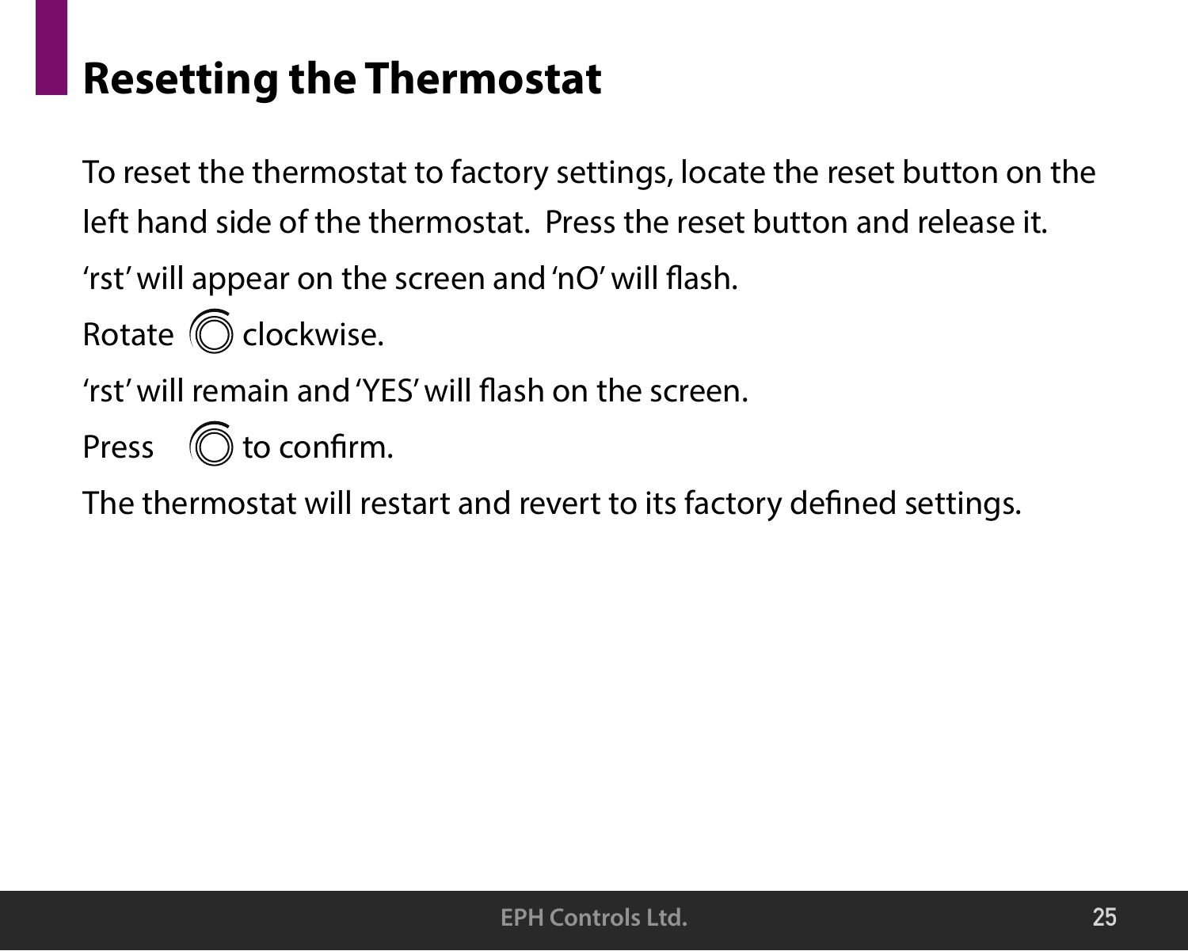# Resetting the Thermostat

To reset the thermostat to factory settings, locate the reset button on the left hand side of the thermostat. Press the reset button and release it.

'rst' will appear on the screen and 'nO' will flash.

Rotate clockwise.

'rst' will remain and 'YES' will flash on the screen.

Press to confirm.

The thermostat will restart and revert to its factory defined settings.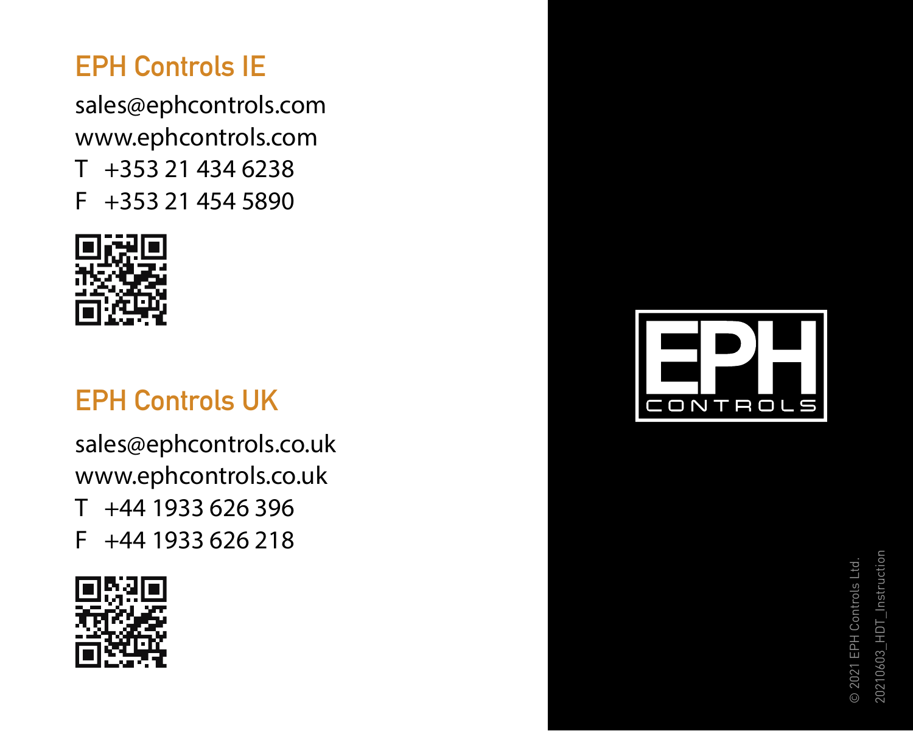## EPH Controls IE

sales@ephcontrols.com
www.ephcontrols.com
T +353 21 434 6238
F +353 21 454 5890

## EPH Controls UK

sales@ephcontrols.co.uk
www.ephcontrols.co.uk
T +44 1933 626 396
F +44 1933 626 218

EPH CONTROLS

© 2021 EPH Controls Ltd.
20210603_HDT_Instruction